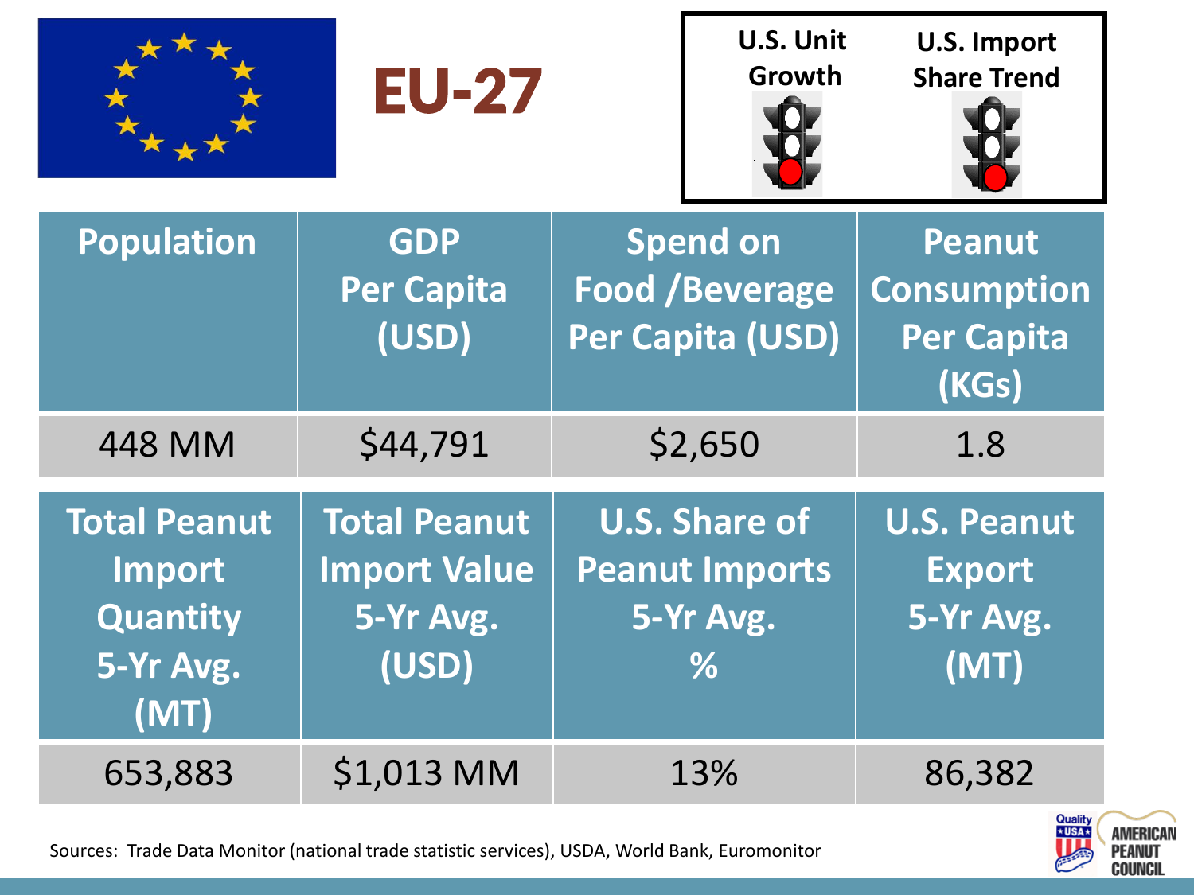# EU-27

| U.S. Unit Growth | U.S. Import Share Trend |
| --- | --- |
| Red | Red |

| Population | GDP Per Capita (USD) | Spend on Food /Beverage Per Capita (USD) | Peanut Consumption Per Capita (KGs) |
| --- | --- | --- | --- |
| 448 MM | $44,791 | $2,650 | 1.8 |

| Total Peanut Import Quantity 5-Yr Avg. (MT) | Total Peanut Import Value 5-Yr Avg. (USD) | U.S. Share of Peanut Imports 5-Yr Avg. % | U.S. Peanut Export 5-Yr Avg. (MT) |
| --- | --- | --- | --- |
| 653,883 | $1,013 MM | 13% | 86,382 |

Sources: Trade Data Monitor (national trade statistic services), USDA, World Bank, Euromonitor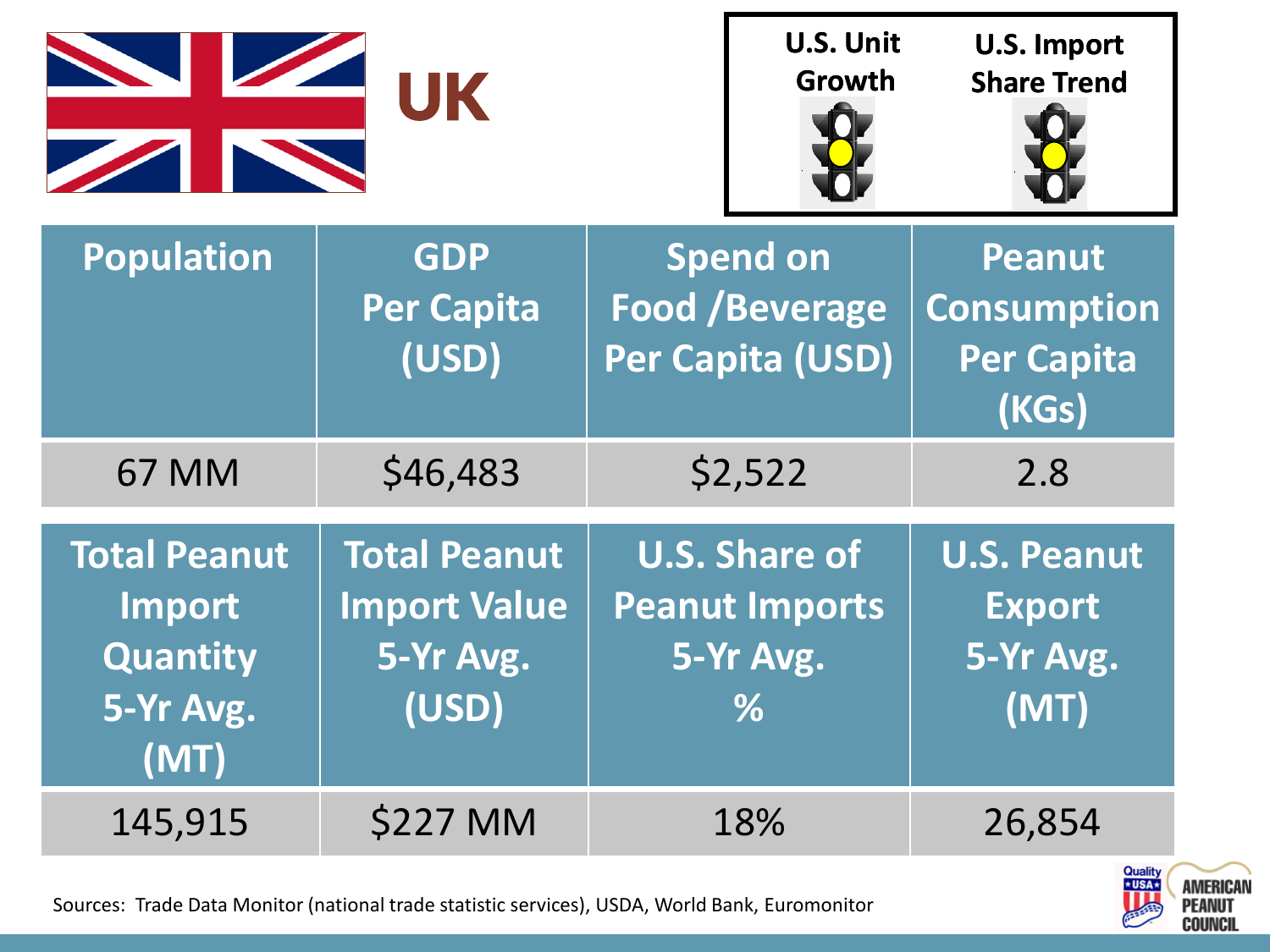# UK

| U.S. Unit Growth | U.S. Import Share Trend |
| --- | --- |
| Yellow | Yellow |

| Population | GDP Per Capita (USD) | Spend on Food /Beverage Per Capita (USD) | Peanut Consumption Per Capita (KGs) |
| --- | --- | --- | --- |
| 67 MM | $46,483 | $2,522 | 2.8 |

| Total Peanut Import Quantity 5-Yr Avg. (MT) | Total Peanut Import Value 5-Yr Avg. (USD) | U.S. Share of Peanut Imports 5-Yr Avg. % | U.S. Peanut Export 5-Yr Avg. (MT) |
| --- | --- | --- | --- |
| 145,915 | $227 MM | 18% | 26,854 |

Sources: Trade Data Monitor (national trade statistic services), USDA, World Bank, Euromonitor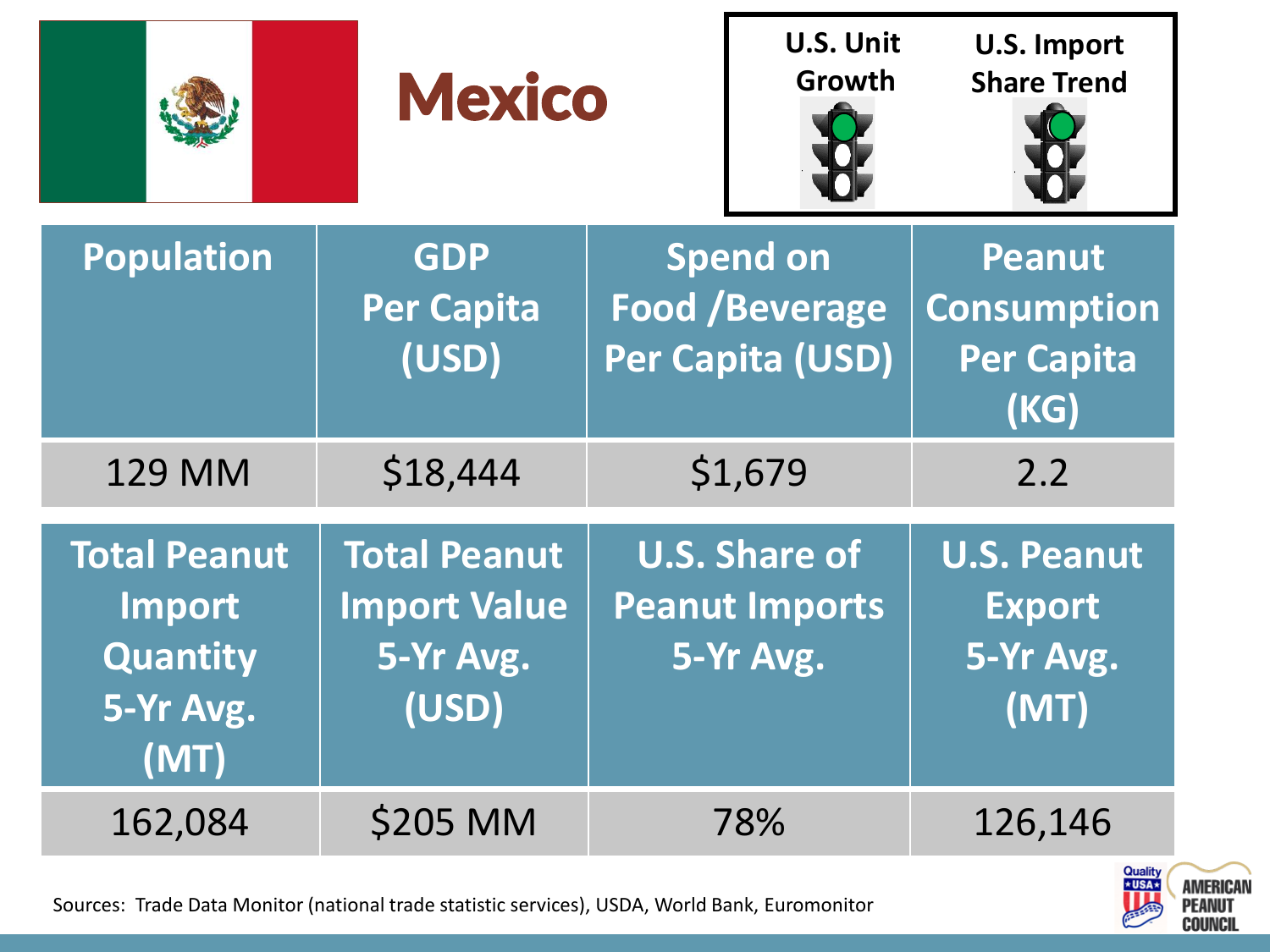# Mexico

U.S. Unit Growth

U.S. Import Share Trend

| Population | GDP Per Capita (USD) | Spend on Food /Beverage Per Capita (USD) | Peanut Consumption Per Capita (KG) |
|---|---|---|---|
| 129 MM | $18,444 | $1,679 | 2.2 |

| Total Peanut Import Quantity 5-Yr Avg. (MT) | Total Peanut Import Value 5-Yr Avg. (USD) | U.S. Share of Peanut Imports 5-Yr Avg. | U.S. Peanut Export 5-Yr Avg. (MT) |
|---|---|---|---|
| 162,084 | $205 MM | 78% | 126,146 |

Sources: Trade Data Monitor (national trade statistic services), USDA, World Bank, Euromonitor